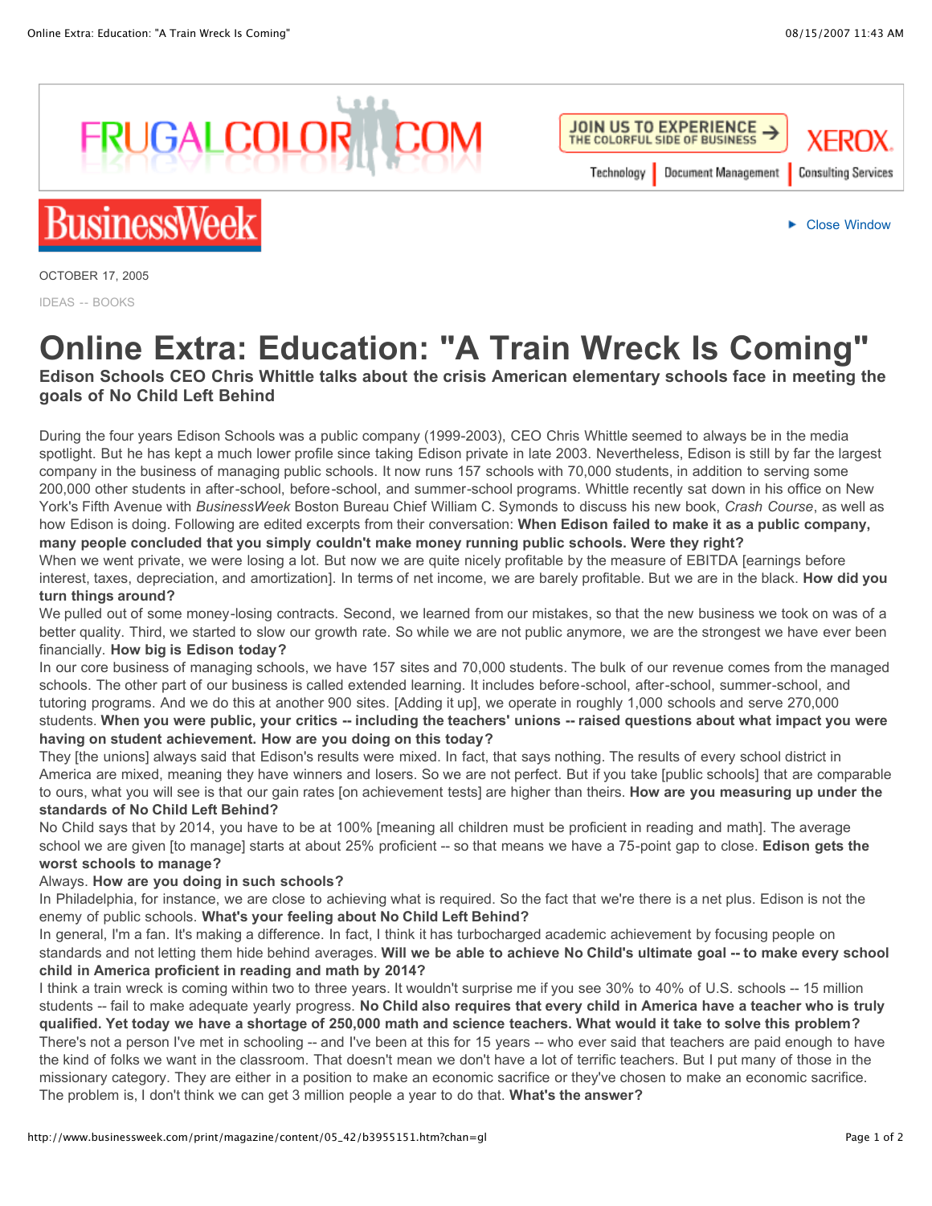BusinessWeek

OCTOBER 17, 2005

IDEAS -- BOOKS

# Online Extra: Education: "A Train Wreck Is Coming"

### Edison Schools CEO Chris Whittle talks about the crisis American elementary schools face in meeting the goals of No Child Left Behind

During the four years Edison Schools was a public company (1999-2003), CEO Chris Whittle seemed to always be in the media spotlight. But he has kept a much lower profile since taking Edison private in late 2003. Nevertheless, Edison is still by far the largest company in the business of managing public schools. It now runs 157 schools with 70,000 students, in addition to serving some 200,000 other students in after-school, before-school, and summer-school programs. Whittle recently sat down in his office on New York's Fifth Avenue with *BusinessWeek* Boston Bureau Chief William C. Symonds to discuss his new book, *Crash Course*, as well as how Edison is doing. Following are edited excerpts from their conversation: **When Edison failed to make it as a public company, many people concluded that you simply couldn't make money running public schools. Were they right?**

When we went private, we were losing a lot. But now we are quite nicely profitable by the measure of EBITDA [earnings before interest, taxes, depreciation, and amortization]. In terms of net income, we are barely profitable. But we are in the black. **How did you turn things around?**

We pulled out of some money-losing contracts. Second, we learned from our mistakes, so that the new business we took on was of a better quality. Third, we started to slow our growth rate. So while we are not public anymore, we are the strongest we have ever been financially. **How big is Edison today?**

In our core business of managing schools, we have 157 sites and 70,000 students. The bulk of our revenue comes from the managed schools. The other part of our business is called extended learning. It includes before-school, after-school, summer-school, and tutoring programs. And we do this at another 900 sites. [Adding it up], we operate in roughly 1,000 schools and serve 270,000 students. **When you were public, your critics -- including the teachers' unions -- raised questions about what impact you were having on student achievement. How are you doing on this today?**

They [the unions] always said that Edison's results were mixed. In fact, that says nothing. The results of every school district in America are mixed, meaning they have winners and losers. So we are not perfect. But if you take [public schools] that are comparable to ours, what you will see is that our gain rates [on achievement tests] are higher than theirs. **How are you measuring up under the standards of No Child Left Behind?**

No Child says that by 2014, you have to be at 100% [meaning all children must be proficient in reading and math]. The average school we are given [to manage] starts at about 25% proficient -- so that means we have a 75-point gap to close. **Edison gets the worst schools to manage?**

Always. **How are you doing in such schools?**

In Philadelphia, for instance, we are close to achieving what is required. So the fact that we're there is a net plus. Edison is not the enemy of public schools. **What's your feeling about No Child Left Behind?**

In general, I'm a fan. It's making a difference. In fact, I think it has turbocharged academic achievement by focusing people on standards and not letting them hide behind averages. **Will we be able to achieve No Child's ultimate goal -- to make every school child in America proficient in reading and math by 2014?**

I think a train wreck is coming within two to three years. It wouldn't surprise me if you see 30% to 40% of U.S. schools -- 15 million students -- fail to make adequate yearly progress. **No Child also requires that every child in America have a teacher who is truly qualified. Yet today we have a shortage of 250,000 math and science teachers. What would it take to solve this problem?**

There's not a person I've met in schooling -- and I've been at this for 15 years -- who ever said that teachers are paid enough to have the kind of folks we want in the classroom. That doesn't mean we don't have a lot of terrific teachers. But I put many of those in the missionary category. They are either in a position to make an economic sacrifice or they've chosen to make an economic sacrifice. The problem is, I don't think we can get 3 million people a year to do that. **What's the answer?**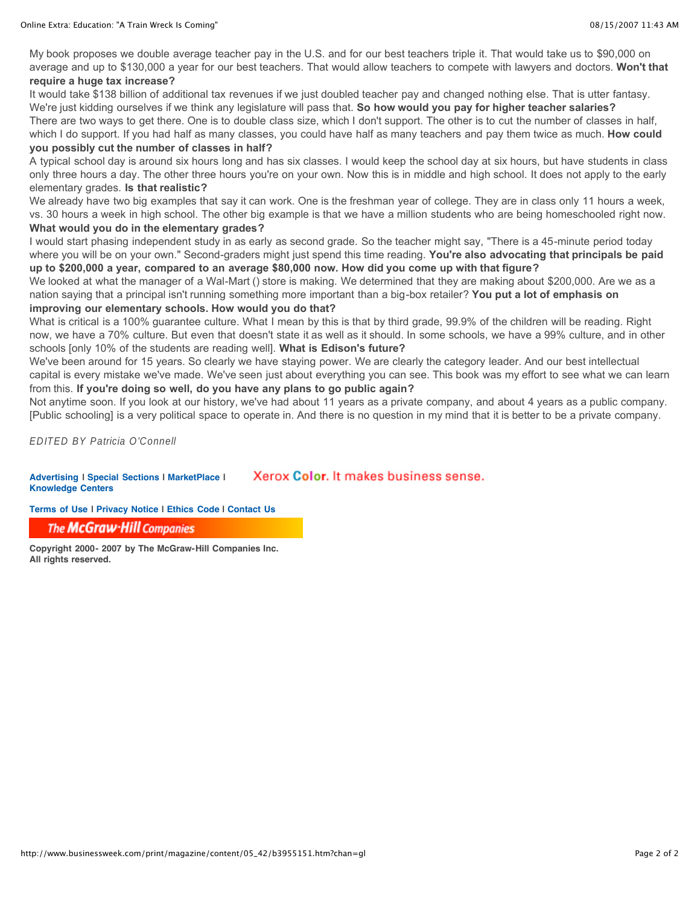My book proposes we double average teacher pay in the U.S. and for our best teachers triple it. That would take us to $90,000 on average and up to $130,000 a year for our best teachers. That would allow teachers to compete with lawyers and doctors. **Won't that require a huge tax increase?**

It would take $138 billion of additional tax revenues if we just doubled teacher pay and changed nothing else. That is utter fantasy. We're just kidding ourselves if we think any legislature will pass that. **So how would you pay for higher teacher salaries?**

There are two ways to get there. One is to double class size, which I don't support. The other is to cut the number of classes in half, which I do support. If you had half as many classes, you could have half as many teachers and pay them twice as much. **How could you possibly cut the number of classes in half?**

A typical school day is around six hours long and has six classes. I would keep the school day at six hours, but have students in class only three hours a day. The other three hours you're on your own. Now this is in middle and high school. It does not apply to the early elementary grades. **Is that realistic?**

We already have two big examples that say it can work. One is the freshman year of college. They are in class only 11 hours a week, vs. 30 hours a week in high school. The other big example is that we have a million students who are being homeschooled right now. **What would you do in the elementary grades?**

I would start phasing independent study in as early as second grade. So the teacher might say, "There is a 45-minute period today where you will be on your own." Second-graders might just spend this time reading. **You're also advocating that principals be paid up to $200,000 a year, compared to an average $80,000 now. How did you come up with that figure?**

We looked at what the manager of a Wal-Mart () store is making. We determined that they are making about $200,000. Are we as a nation saying that a principal isn't running something more important than a big-box retailer? **You put a lot of emphasis on improving our elementary schools. How would you do that?**

What is critical is a 100% guarantee culture. What I mean by this is that by third grade, 99.9% of the children will be reading. Right now, we have a 70% culture. But even that doesn't state it as well as it should. In some schools, we have a 99% culture, and in other schools [only 10% of the students are reading well]. **What is Edison's future?**

We've been around for 15 years. So clearly we have staying power. We are clearly the category leader. And our best intellectual capital is every mistake we've made. We've seen just about everything you can see. This book was my effort to see what we can learn from this. **If you're doing so well, do you have any plans to go public again?**

Not anytime soon. If you look at our history, we've had about 11 years as a private company, and about 4 years as a public company. [Public schooling] is a very political space to operate in. And there is no question in my mind that it is better to be a private company.

*EDITED BY Patricia O'Connell*

**Advertising** | **Special Sections** | **MarketPlace** | **Knowledge Centers**

Xerox Color. It makes business sense.

**Terms of Use** | **Privacy Notice** | **Ethics Code** | **Contact Us**

The McGraw-Hill Companies

**Copyright 2000- 2007 by The McGraw-Hill Companies Inc. All rights reserved.**